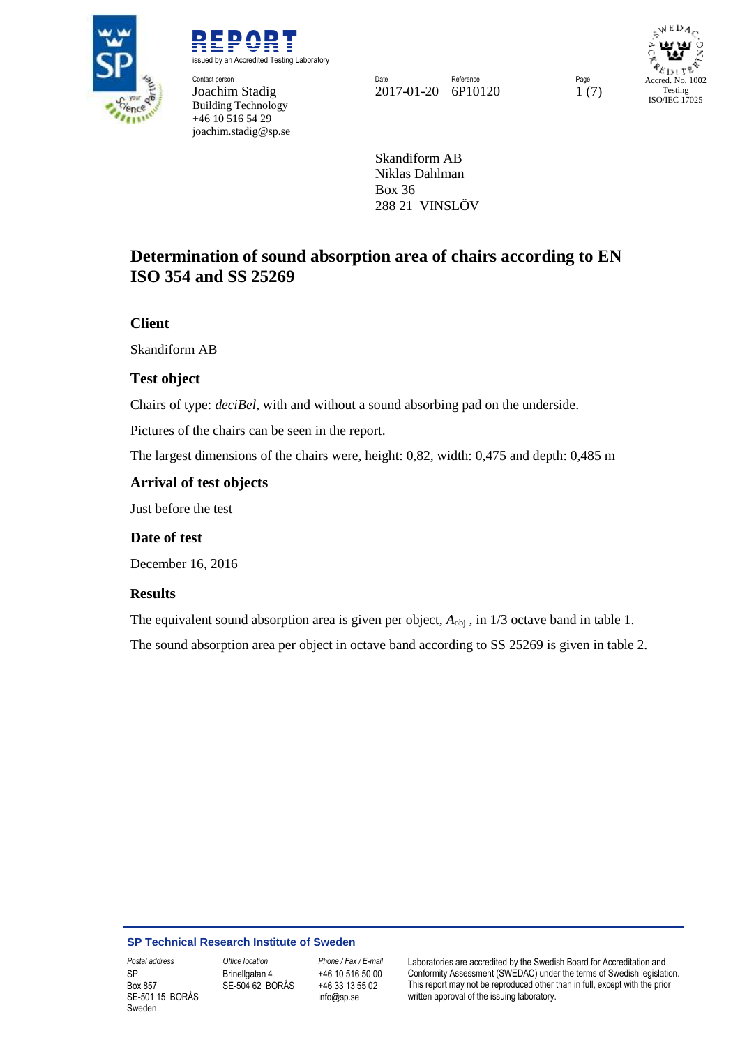**REPORT**

issued by an Accredited Testing Laboratory

Contact person
Joachim Stadig
Building Technology
+46 10 516 54 29
joachim.stadig@sp.se

Date: 2017-01-20
Reference: 6P10120

Accred. No. 1002
Testing
ISO/IEC 17025

Skandiform AB
Niklas Dahlman
Box 36
288 21 VINSLÖV

# Determination of sound absorption area of chairs according to EN ISO 354 and SS 25269

## Client

Skandiform AB

## Test object

Chairs of type: *deciBel*, with and without a sound absorbing pad on the underside.

Pictures of the chairs can be seen in the report.

The largest dimensions of the chairs were, height: 0,82, width: 0,475 and depth: 0,485 m

## Arrival of test objects

Just before the test

## Date of test

December 16, 2016

## Results

The equivalent sound absorption area is given per object, $A_{obj}$ , in 1/3 octave band in table 1.

The sound absorption area per object in octave band according to SS 25269 is given in table 2.

**SP Technical Research Institute of Sweden**

| Postal address | Office location | Phone / Fax / E-mail | |
|---|---|---|---|
| SP<br>Box 857<br>SE-501 15 BORÅS<br>Sweden | Brinellgatan 4<br>SE-504 62 BORÅS | +46 10 516 50 00<br>+46 33 13 55 02<br>info@sp.se | Laboratories are accredited by the Swedish Board for Accreditation and Conformity Assessment (SWEDAC) under the terms of Swedish legislation. This report may not be reproduced other than in full, except with the prior written approval of the issuing laboratory. |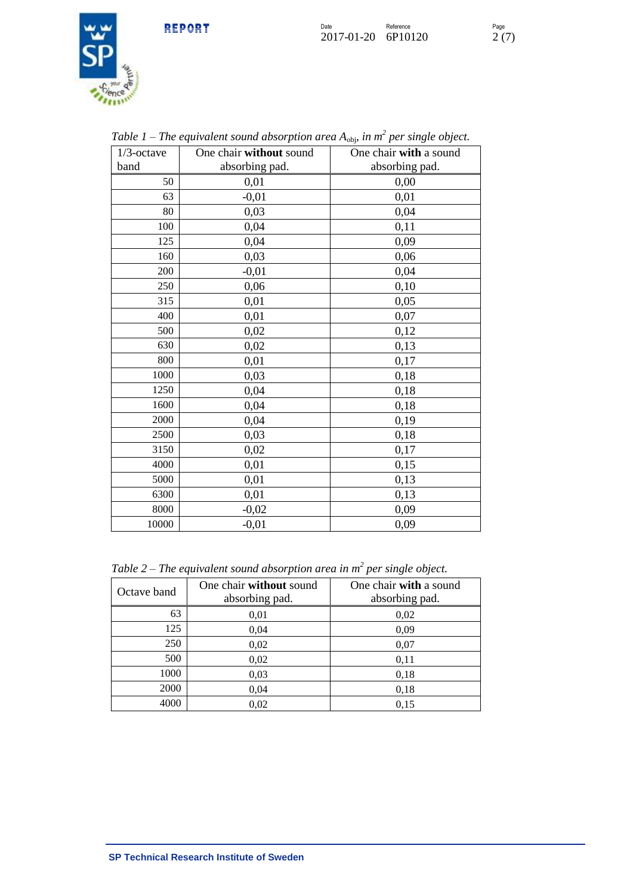*Table 1 – The equivalent sound absorption area $A_{obj}$, in $m^2$ per single object.*

| 1/3-octave band | One chair **without** sound absorbing pad. | One chair **with** a sound absorbing pad. |
|---:|:---:|:---:|
| 50 | 0,01 | 0,00 |
| 63 | -0,01 | 0,01 |
| 80 | 0,03 | 0,04 |
| 100 | 0,04 | 0,11 |
| 125 | 0,04 | 0,09 |
| 160 | 0,03 | 0,06 |
| 200 | -0,01 | 0,04 |
| 250 | 0,06 | 0,10 |
| 315 | 0,01 | 0,05 |
| 400 | 0,01 | 0,07 |
| 500 | 0,02 | 0,12 |
| 630 | 0,02 | 0,13 |
| 800 | 0,01 | 0,17 |
| 1000 | 0,03 | 0,18 |
| 1250 | 0,04 | 0,18 |
| 1600 | 0,04 | 0,18 |
| 2000 | 0,04 | 0,19 |
| 2500 | 0,03 | 0,18 |
| 3150 | 0,02 | 0,17 |
| 4000 | 0,01 | 0,15 |
| 5000 | 0,01 | 0,13 |
| 6300 | 0,01 | 0,13 |
| 8000 | -0,02 | 0,09 |
| 10000 | -0,01 | 0,09 |

*Table 2 – The equivalent sound absorption area in $m^2$ per single object.*

| Octave band | One chair **without** sound absorbing pad. | One chair **with** a sound absorbing pad. |
|---:|:---:|:---:|
| 63 | 0,01 | 0,02 |
| 125 | 0,04 | 0,09 |
| 250 | 0,02 | 0,07 |
| 500 | 0,02 | 0,11 |
| 1000 | 0,03 | 0,18 |
| 2000 | 0,04 | 0,18 |
| 4000 | 0,02 | 0,15 |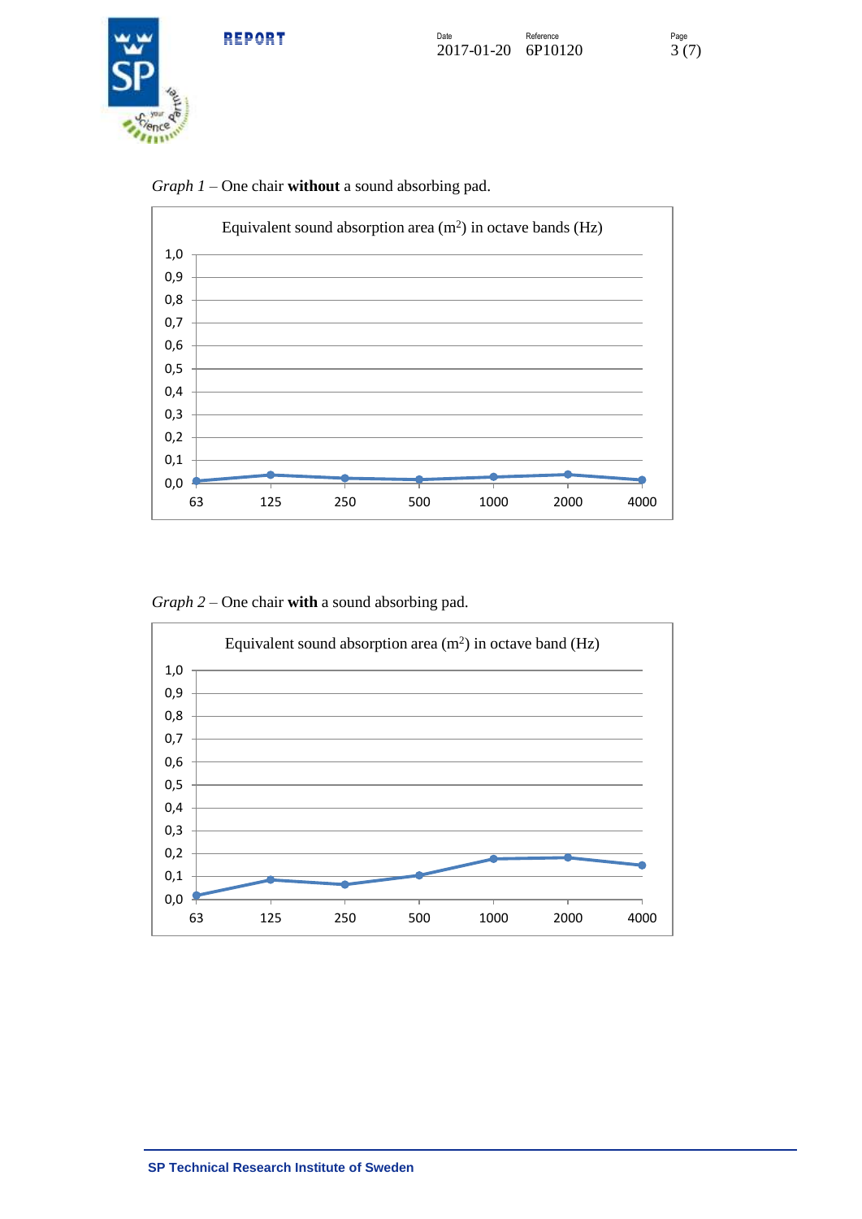*Graph 1* – One chair **without** a sound absorbing pad.

Equivalent sound absorption area ($m^2$) in octave bands (Hz)

*Graph 2* – One chair **with** a sound absorbing pad.

Equivalent sound absorption area ($m^2$) in octave band (Hz)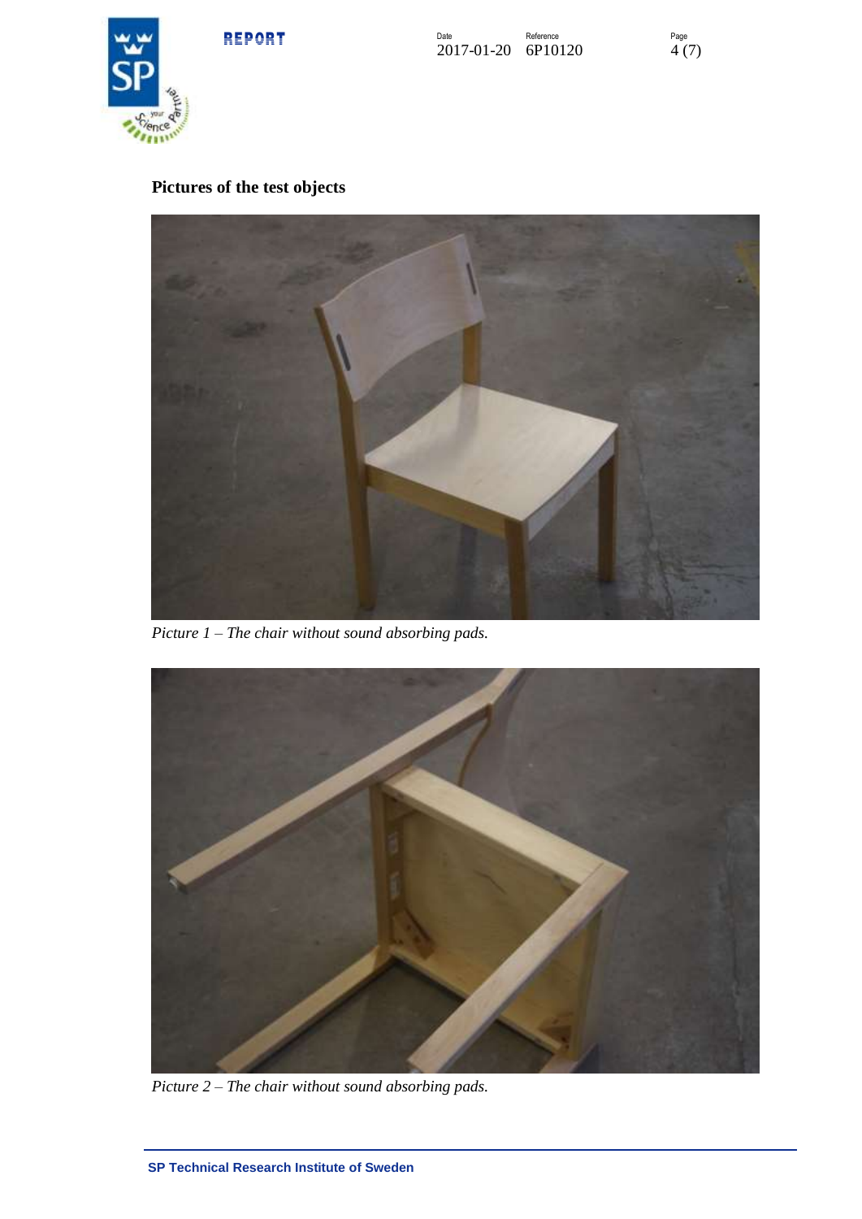## Pictures of the test objects

*Picture 1 – The chair without sound absorbing pads.*

*Picture 2 – The chair without sound absorbing pads.*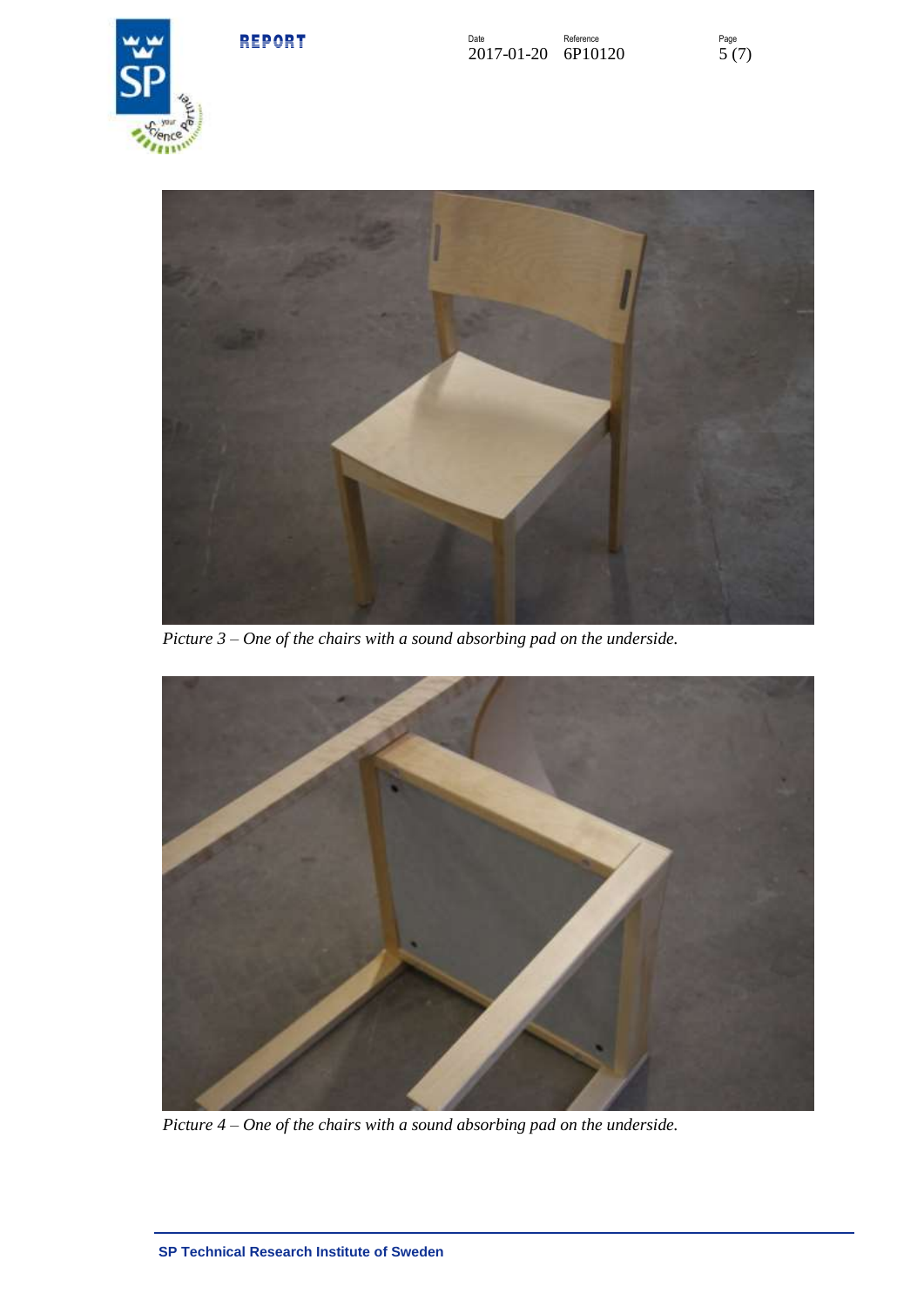*Picture 3 – One of the chairs with a sound absorbing pad on the underside.*

*Picture 4 – One of the chairs with a sound absorbing pad on the underside.*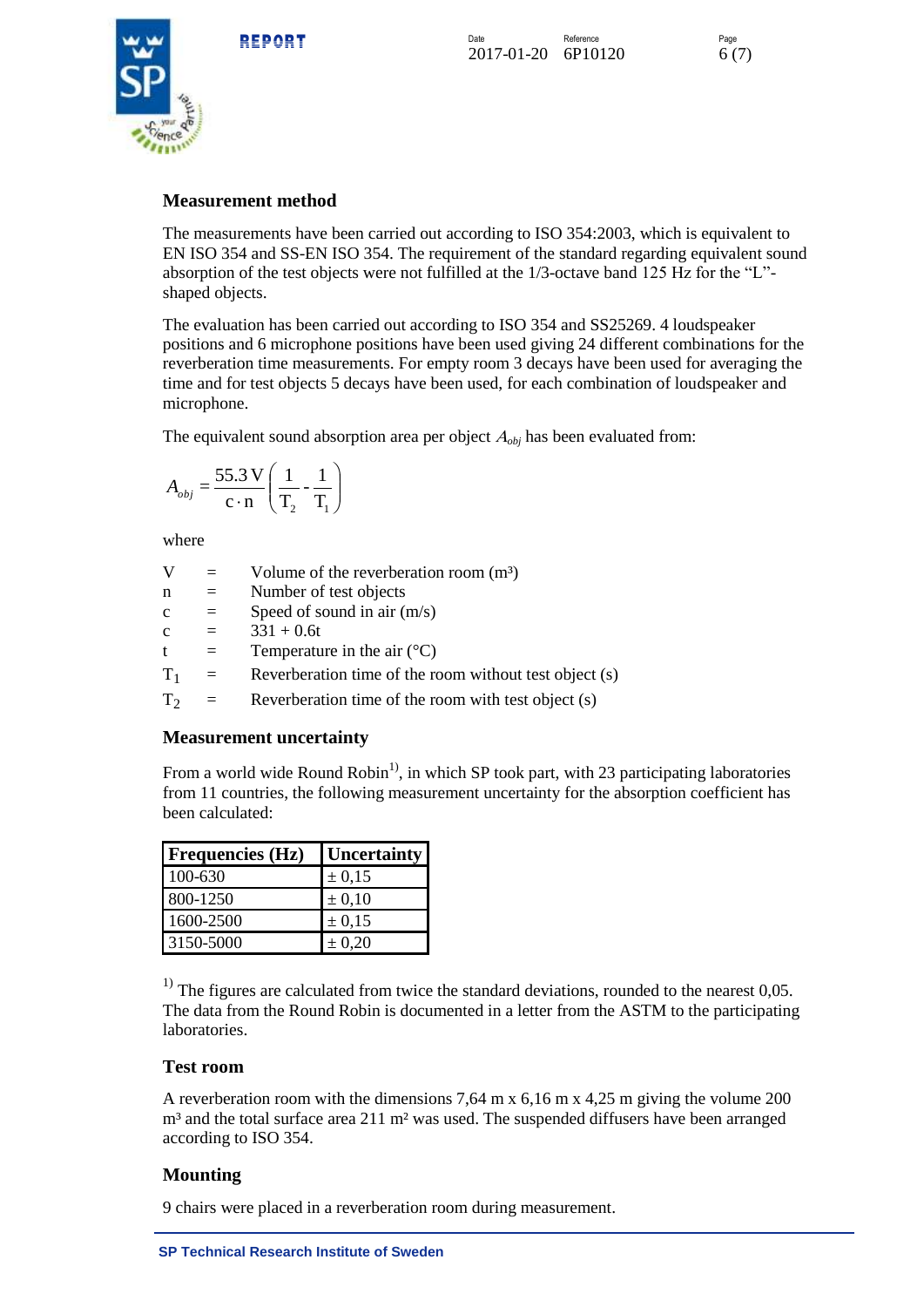## Measurement method

The measurements have been carried out according to ISO 354:2003, which is equivalent to EN ISO 354 and SS-EN ISO 354. The requirement of the standard regarding equivalent sound absorption of the test objects were not fulfilled at the 1/3-octave band 125 Hz for the "L"-shaped objects.

The evaluation has been carried out according to ISO 354 and SS25269. 4 loudspeaker positions and 6 microphone positions have been used giving 24 different combinations for the reverberation time measurements. For empty room 3 decays have been used for averaging the time and for test objects 5 decays have been used, for each combination of loudspeaker and microphone.

The equivalent sound absorption area per object $A_{obj}$ has been evaluated from:

$$A_{obj} = \frac{55.3\,\mathrm{V}}{\mathrm{c} \cdot \mathrm{n}} \left( \frac{1}{\mathrm{T}_2} - \frac{1}{\mathrm{T}_1} \right)$$

where

| | | |
|---|---|---|
| V | = | Volume of the reverberation room (m³) |
| n | = | Number of test objects |
| c | = | Speed of sound in air (m/s) |
| c | = | 331 + 0.6t |
| t | = | Temperature in the air (°C) |
| $T_1$ | = | Reverberation time of the room without test object (s) |
| $T_2$ | = | Reverberation time of the room with test object (s) |

## Measurement uncertainty

From a world wide Round Robin[1)], in which SP took part, with 23 participating laboratories from 11 countries, the following measurement uncertainty for the absorption coefficient has been calculated:

| Frequencies (Hz) | Uncertainty |
|---|---|
| 100-630 | ± 0,15 |
| 800-1250 | ± 0,10 |
| 1600-2500 | ± 0,15 |
| 3150-5000 | ± 0,20 |

[1)] The figures are calculated from twice the standard deviations, rounded to the nearest 0,05. The data from the Round Robin is documented in a letter from the ASTM to the participating laboratories.

## Test room

A reverberation room with the dimensions 7,64 m x 6,16 m x 4,25 m giving the volume 200 m³ and the total surface area 211 m² was used. The suspended diffusers have been arranged according to ISO 354.

## Mounting

9 chairs were placed in a reverberation room during measurement.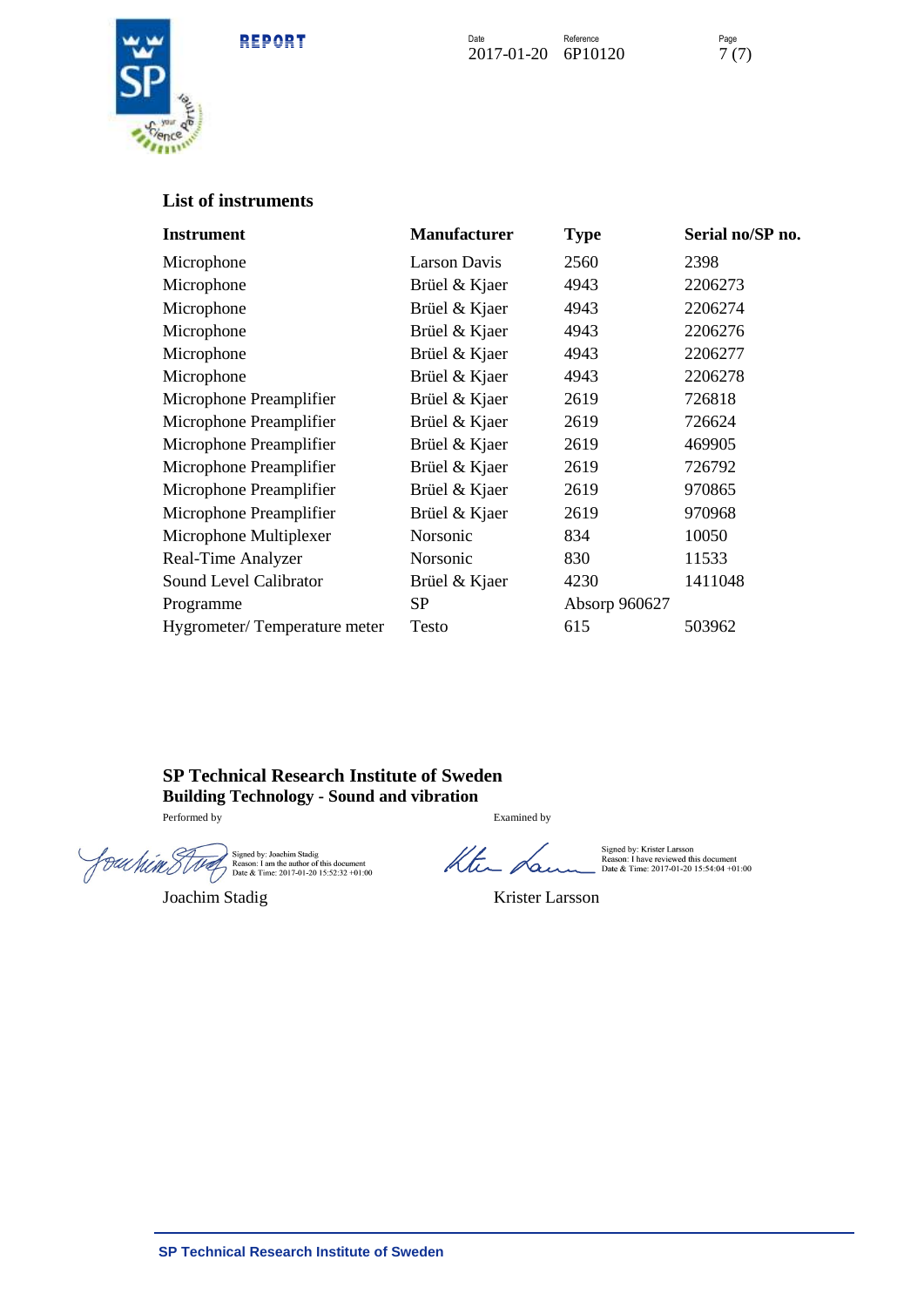### List of instruments

| Instrument | Manufacturer | Type | Serial no/SP no. |
|---|---|---|---|
| Microphone | Larson Davis | 2560 | 2398 |
| Microphone | Brüel & Kjaer | 4943 | 2206273 |
| Microphone | Brüel & Kjaer | 4943 | 2206274 |
| Microphone | Brüel & Kjaer | 4943 | 2206276 |
| Microphone | Brüel & Kjaer | 4943 | 2206277 |
| Microphone | Brüel & Kjaer | 4943 | 2206278 |
| Microphone Preamplifier | Brüel & Kjaer | 2619 | 726818 |
| Microphone Preamplifier | Brüel & Kjaer | 2619 | 726624 |
| Microphone Preamplifier | Brüel & Kjaer | 2619 | 469905 |
| Microphone Preamplifier | Brüel & Kjaer | 2619 | 726792 |
| Microphone Preamplifier | Brüel & Kjaer | 2619 | 970865 |
| Microphone Preamplifier | Brüel & Kjaer | 2619 | 970968 |
| Microphone Multiplexer | Norsonic | 834 | 10050 |
| Real-Time Analyzer | Norsonic | 830 | 11533 |
| Sound Level Calibrator | Brüel & Kjaer | 4230 | 1411048 |
| Programme | SP | Absorp 960627 | |
| Hygrometer/ Temperature meter | Testo | 615 | 503962 |

**SP Technical Research Institute of Sweden**
**Building Technology - Sound and vibration**

Performed by

Signed by: Joachim Stadig
Reason: I am the author of this document
Date & Time: 2017-01-20 15:52:32 +01:00

Joachim Stadig

Examined by

Signed by: Krister Larsson
Reason: I have reviewed this document
Date & Time: 2017-01-20 15:54:04 +01:00

Krister Larsson